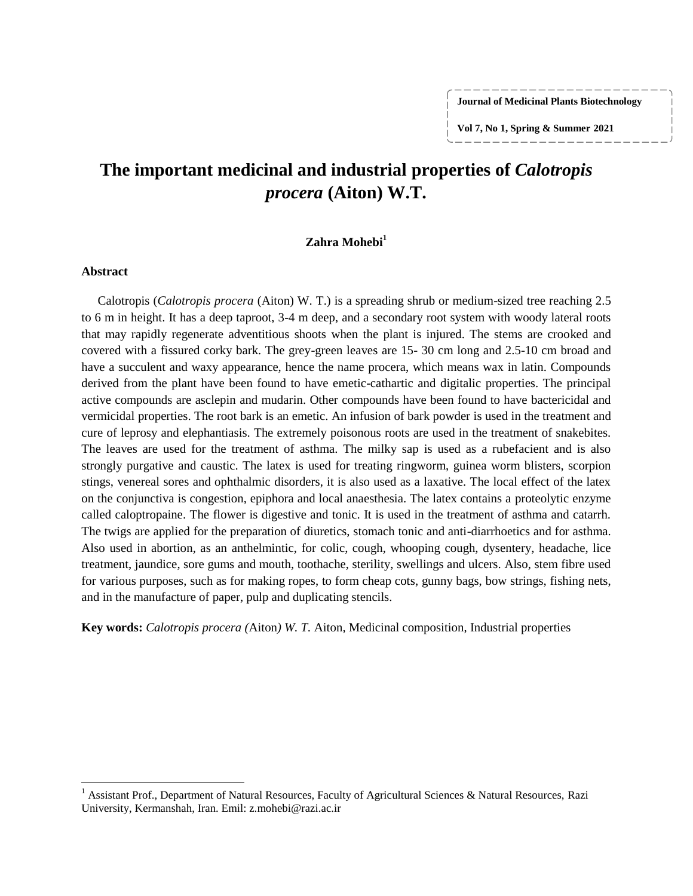# The important medicinal and industrial properties of *Calotropis procera* (Aiton) W.T.

**Zahra Mohebi**[1]

## Abstract

Calotropis (*Calotropis procera* (Aiton) W. T.) is a spreading shrub or medium-sized tree reaching 2.5 to 6 m in height. It has a deep taproot, 3-4 m deep, and a secondary root system with woody lateral roots that may rapidly regenerate adventitious shoots when the plant is injured. The stems are crooked and covered with a fissured corky bark. The grey-green leaves are 15- 30 cm long and 2.5-10 cm broad and have a succulent and waxy appearance, hence the name procera, which means wax in latin. Compounds derived from the plant have been found to have emetic-cathartic and digitalic properties. The principal active compounds are asclepin and mudarin. Other compounds have been found to have bactericidal and vermicidal properties. The root bark is an emetic. An infusion of bark powder is used in the treatment and cure of leprosy and elephantiasis. The extremely poisonous roots are used in the treatment of snakebites. The leaves are used for the treatment of asthma. The milky sap is used as a rubefacient and is also strongly purgative and caustic. The latex is used for treating ringworm, guinea worm blisters, scorpion stings, venereal sores and ophthalmic disorders, it is also used as a laxative. The local effect of the latex on the conjunctiva is congestion, epiphora and local anaesthesia. The latex contains a proteolytic enzyme called caloptropaine. The flower is digestive and tonic. It is used in the treatment of asthma and catarrh. The twigs are applied for the preparation of diuretics, stomach tonic and anti-diarrhoetics and for asthma. Also used in abortion, as an anthelmintic, for colic, cough, whooping cough, dysentery, headache, lice treatment, jaundice, sore gums and mouth, toothache, sterility, swellings and ulcers. Also, stem fibre used for various purposes, such as for making ropes, to form cheap cots, gunny bags, bow strings, fishing nets, and in the manufacture of paper, pulp and duplicating stencils.

**Key words:** *Calotropis procera (*Aiton*) W. T.* Aiton, Medicinal composition, Industrial properties

---

[1] Assistant Prof., Department of Natural Resources, Faculty of Agricultural Sciences & Natural Resources, Razi University, Kermanshah, Iran. Emil: z.mohebi@razi.ac.ir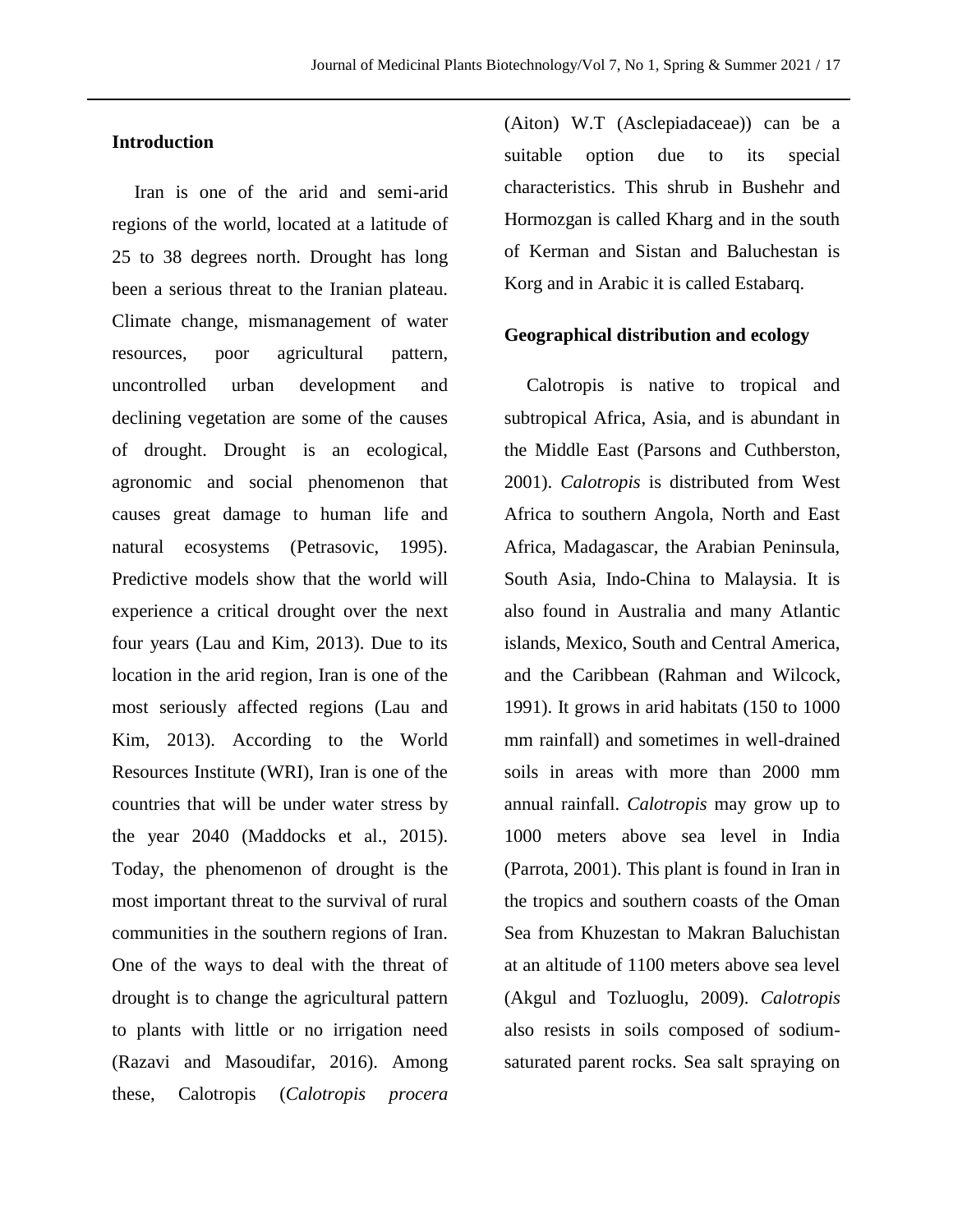## Introduction

Iran is one of the arid and semi-arid regions of the world, located at a latitude of 25 to 38 degrees north. Drought has long been a serious threat to the Iranian plateau. Climate change, mismanagement of water resources, poor agricultural pattern, uncontrolled urban development and declining vegetation are some of the causes of drought. Drought is an ecological, agronomic and social phenomenon that causes great damage to human life and natural ecosystems (Petrasovic, 1995). Predictive models show that the world will experience a critical drought over the next four years (Lau and Kim, 2013). Due to its location in the arid region, Iran is one of the most seriously affected regions (Lau and Kim, 2013). According to the World Resources Institute (WRI), Iran is one of the countries that will be under water stress by the year 2040 (Maddocks et al., 2015). Today, the phenomenon of drought is the most important threat to the survival of rural communities in the southern regions of Iran. One of the ways to deal with the threat of drought is to change the agricultural pattern to plants with little or no irrigation need (Razavi and Masoudifar, 2016). Among these, Calotropis (*Calotropis procera* (Aiton) W.T (Asclepiadaceae)) can be a suitable option due to its special characteristics. This shrub in Bushehr and Hormozgan is called Kharg and in the south of Kerman and Sistan and Baluchestan is Korg and in Arabic it is called Estabarq.

## Geographical distribution and ecology

Calotropis is native to tropical and subtropical Africa, Asia, and is abundant in the Middle East (Parsons and Cuthberston, 2001). *Calotropis* is distributed from West Africa to southern Angola, North and East Africa, Madagascar, the Arabian Peninsula, South Asia, Indo-China to Malaysia. It is also found in Australia and many Atlantic islands, Mexico, South and Central America, and the Caribbean (Rahman and Wilcock, 1991). It grows in arid habitats (150 to 1000 mm rainfall) and sometimes in well-drained soils in areas with more than 2000 mm annual rainfall. *Calotropis* may grow up to 1000 meters above sea level in India (Parrota, 2001). This plant is found in Iran in the tropics and southern coasts of the Oman Sea from Khuzestan to Makran Baluchistan at an altitude of 1100 meters above sea level (Akgul and Tozluoglu, 2009). *Calotropis* also resists in soils composed of sodium-saturated parent rocks. Sea salt spraying on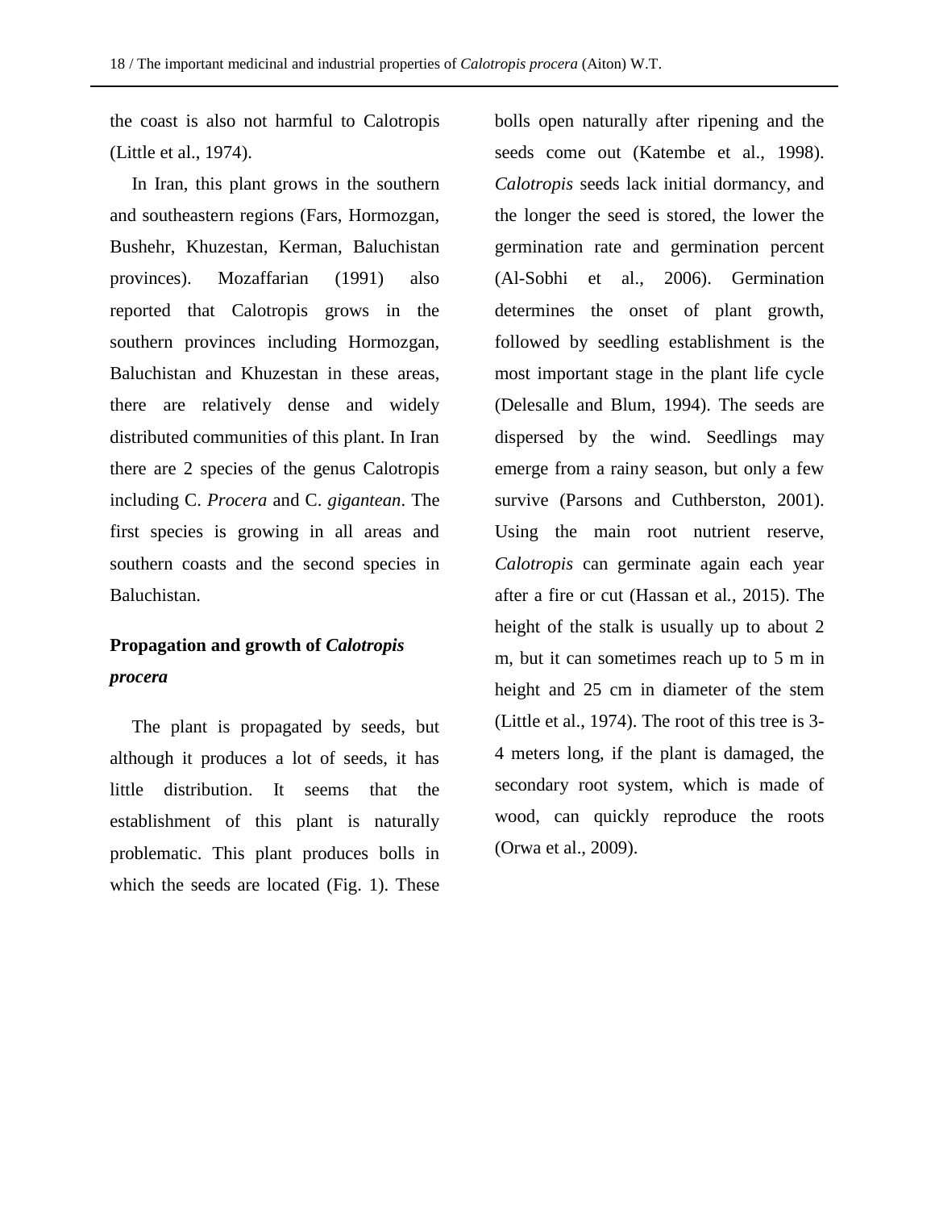the coast is also not harmful to Calotropis (Little et al., 1974).

In Iran, this plant grows in the southern and southeastern regions (Fars, Hormozgan, Bushehr, Khuzestan, Kerman, Baluchistan provinces). Mozaffarian (1991) also reported that Calotropis grows in the southern provinces including Hormozgan, Baluchistan and Khuzestan in these areas, there are relatively dense and widely distributed communities of this plant. In Iran there are 2 species of the genus Calotropis including C. *Procera* and C. *gigantean*. The first species is growing in all areas and southern coasts and the second species in Baluchistan.

## Propagation and growth of *Calotropis procera*

The plant is propagated by seeds, but although it produces a lot of seeds, it has little distribution. It seems that the establishment of this plant is naturally problematic. This plant produces bolls in which the seeds are located (Fig. 1). These bolls open naturally after ripening and the seeds come out (Katembe et al., 1998). *Calotropis* seeds lack initial dormancy, and the longer the seed is stored, the lower the germination rate and germination percent (Al-Sobhi et al., 2006). Germination determines the onset of plant growth, followed by seedling establishment is the most important stage in the plant life cycle (Delesalle and Blum, 1994). The seeds are dispersed by the wind. Seedlings may emerge from a rainy season, but only a few survive (Parsons and Cuthberston, 2001). Using the main root nutrient reserve, *Calotropis* can germinate again each year after a fire or cut (Hassan et al., 2015). The height of the stalk is usually up to about 2 m, but it can sometimes reach up to 5 m in height and 25 cm in diameter of the stem (Little et al., 1974). The root of this tree is 3-4 meters long, if the plant is damaged, the secondary root system, which is made of wood, can quickly reproduce the roots (Orwa et al., 2009).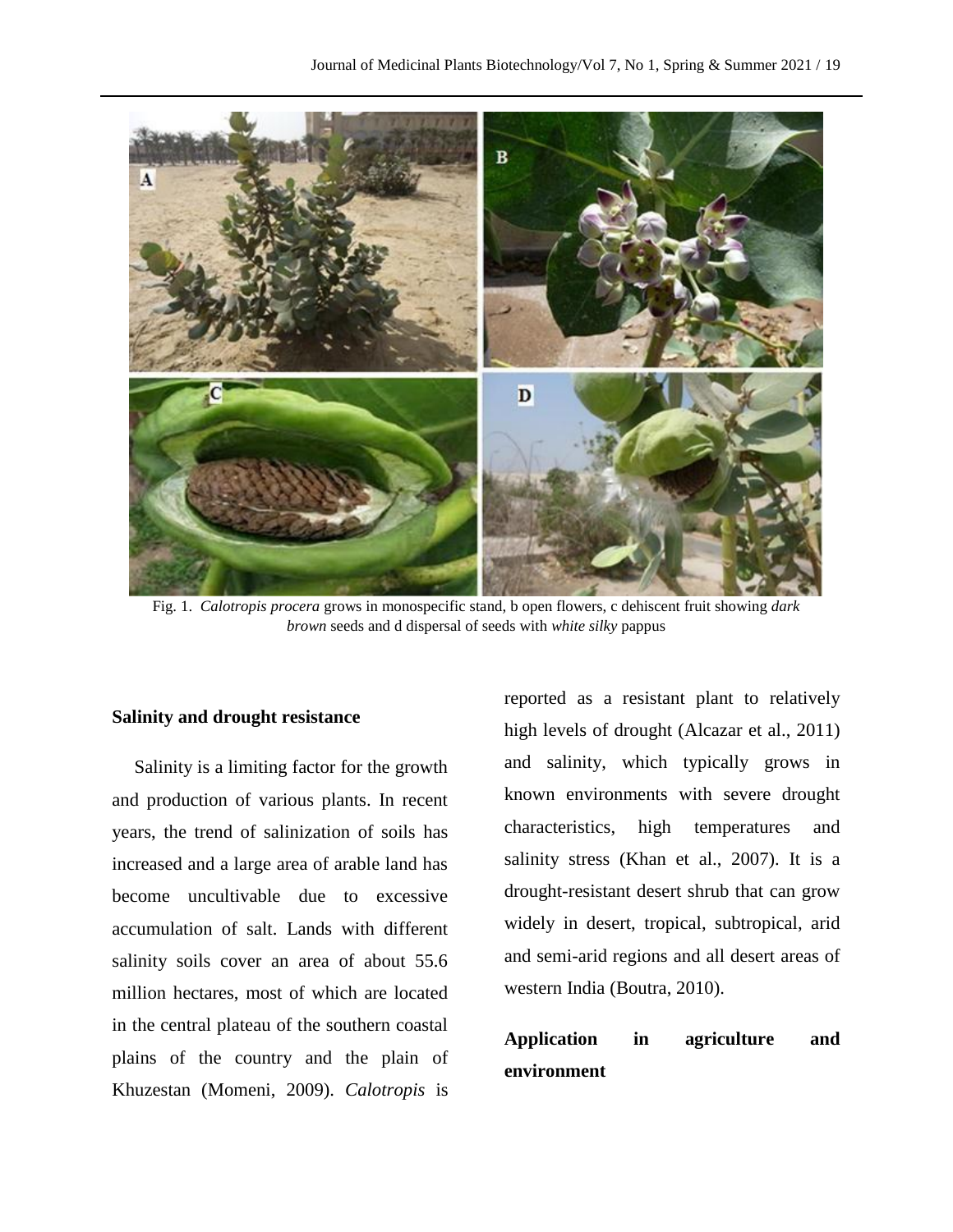Fig. 1. *Calotropis procera* grows in monospecific stand, b open flowers, c dehiscent fruit showing *dark brown* seeds and d dispersal of seeds with *white silky* pappus

**Salinity and drought resistance**

Salinity is a limiting factor for the growth and production of various plants. In recent years, the trend of salinization of soils has increased and a large area of arable land has become uncultivable due to excessive accumulation of salt. Lands with different salinity soils cover an area of about 55.6 million hectares, most of which are located in the central plateau of the southern coastal plains of the country and the plain of Khuzestan (Momeni, 2009). *Calotropis* is reported as a resistant plant to relatively high levels of drought (Alcazar et al., 2011) and salinity, which typically grows in known environments with severe drought characteristics, high temperatures and salinity stress (Khan et al., 2007). It is a drought-resistant desert shrub that can grow widely in desert, tropical, subtropical, arid and semi-arid regions and all desert areas of western India (Boutra, 2010).

**Application in agriculture and environment**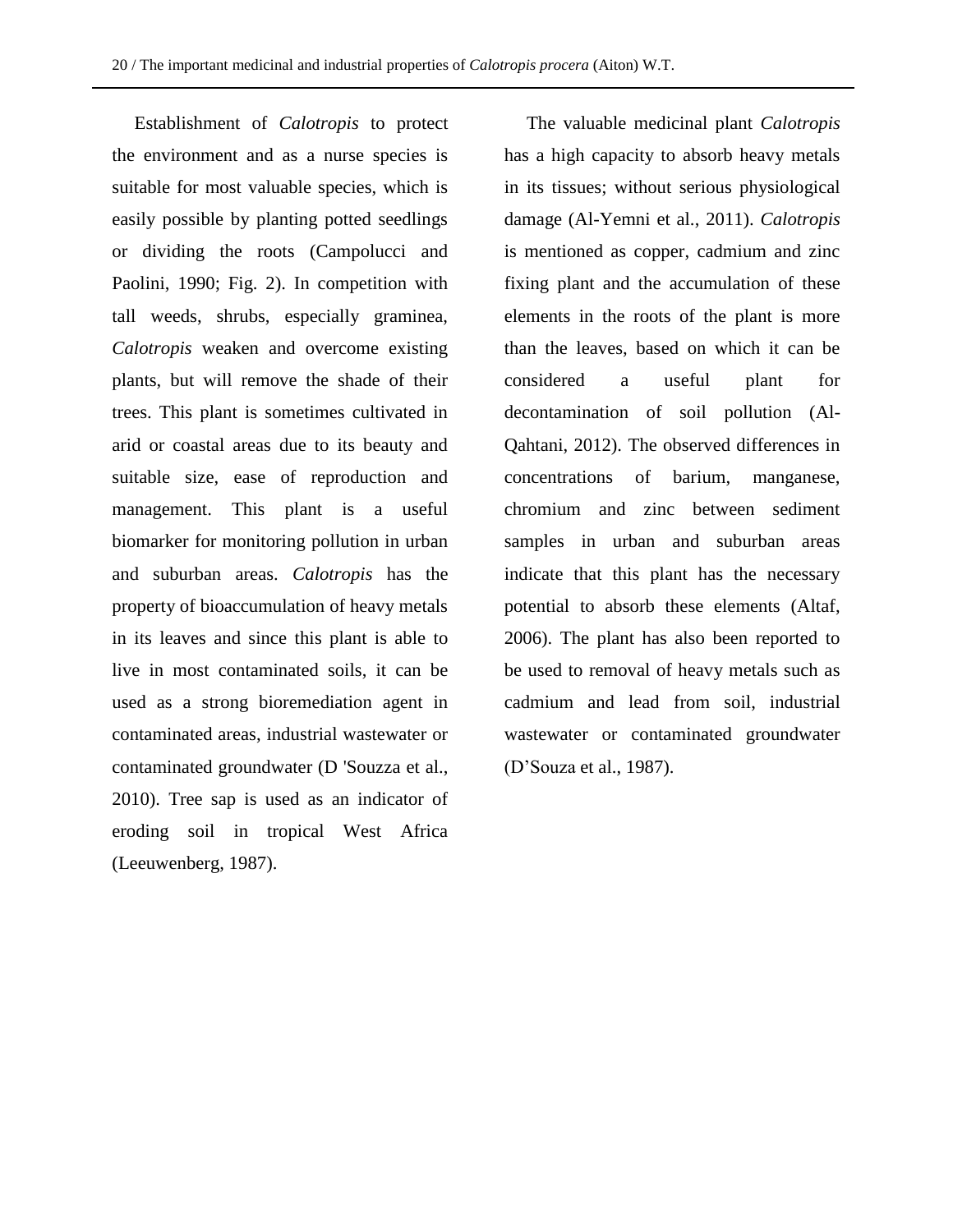Establishment of *Calotropis* to protect the environment and as a nurse species is suitable for most valuable species, which is easily possible by planting potted seedlings or dividing the roots (Campolucci and Paolini, 1990; Fig. 2). In competition with tall weeds, shrubs, especially graminea, *Calotropis* weaken and overcome existing plants, but will remove the shade of their trees. This plant is sometimes cultivated in arid or coastal areas due to its beauty and suitable size, ease of reproduction and management. This plant is a useful biomarker for monitoring pollution in urban and suburban areas. *Calotropis* has the property of bioaccumulation of heavy metals in its leaves and since this plant is able to live in most contaminated soils, it can be used as a strong bioremediation agent in contaminated areas, industrial wastewater or contaminated groundwater (D 'Souzza et al., 2010). Tree sap is used as an indicator of eroding soil in tropical West Africa (Leeuwenberg, 1987).

The valuable medicinal plant *Calotropis* has a high capacity to absorb heavy metals in its tissues; without serious physiological damage (Al-Yemni et al., 2011). *Calotropis* is mentioned as copper, cadmium and zinc fixing plant and the accumulation of these elements in the roots of the plant is more than the leaves, based on which it can be considered a useful plant for decontamination of soil pollution (Al-Qahtani, 2012). The observed differences in concentrations of barium, manganese, chromium and zinc between sediment samples in urban and suburban areas indicate that this plant has the necessary potential to absorb these elements (Altaf, 2006). The plant has also been reported to be used to removal of heavy metals such as cadmium and lead from soil, industrial wastewater or contaminated groundwater (D'Souza et al., 1987).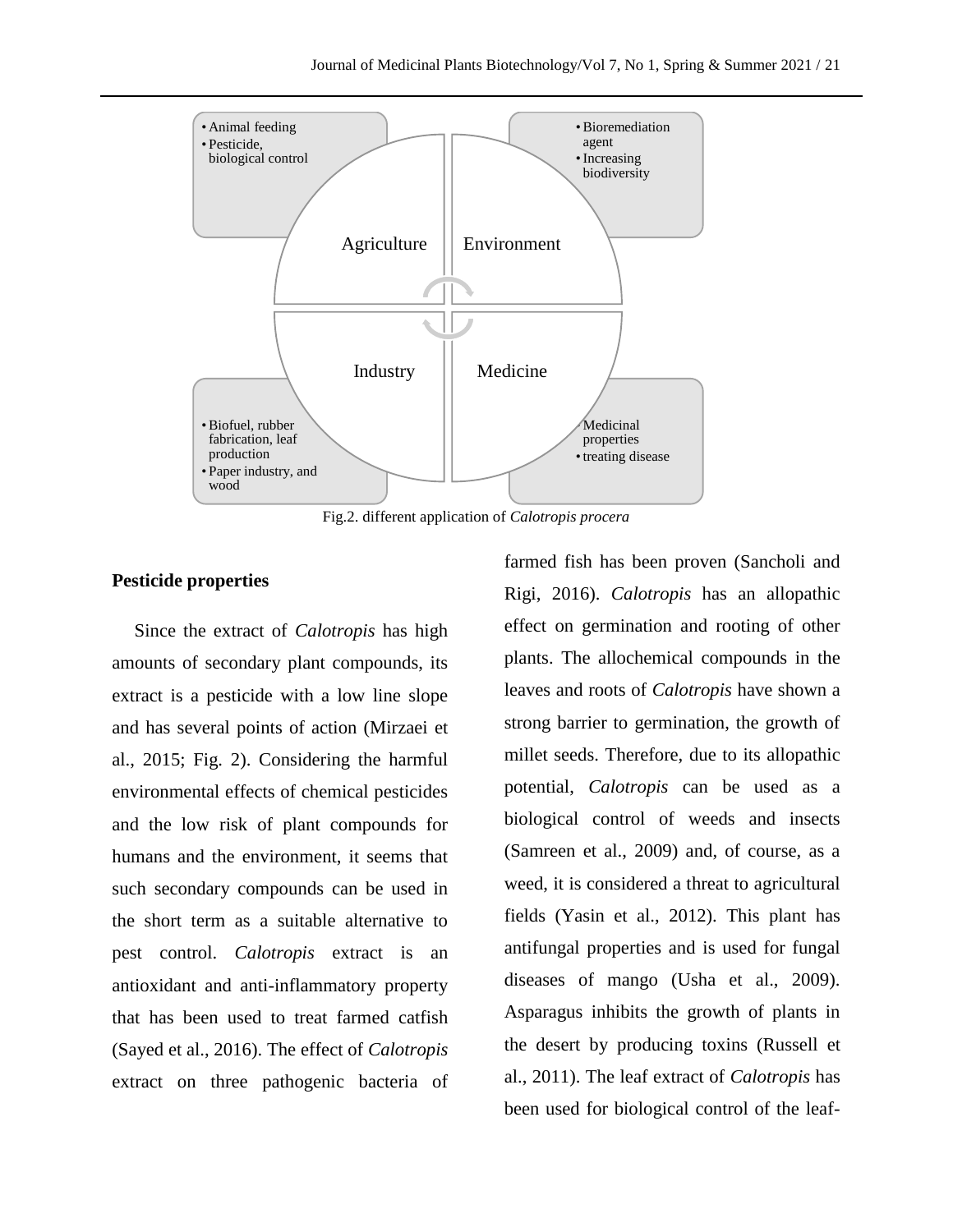- Animal feeding
- Pesticide, biological control

**Agriculture**

- Bioremediation agent
- Increasing biodiversity

**Environment**

**Industry**

- Biofuel, rubber fabrication, leaf production
- Paper industry, and wood

**Medicine**

- Medicinal properties
- treating disease

Fig.2. different application of *Calotropis procera*

## Pesticide properties

Since the extract of *Calotropis* has high amounts of secondary plant compounds, its extract is a pesticide with a low line slope and has several points of action (Mirzaei et al., 2015; Fig. 2). Considering the harmful environmental effects of chemical pesticides and the low risk of plant compounds for humans and the environment, it seems that such secondary compounds can be used in the short term as a suitable alternative to pest control. *Calotropis* extract is an antioxidant and anti-inflammatory property that has been used to treat farmed catfish (Sayed et al., 2016). The effect of *Calotropis* extract on three pathogenic bacteria of farmed fish has been proven (Sancholi and Rigi, 2016). *Calotropis* has an allopathic effect on germination and rooting of other plants. The allochemical compounds in the leaves and roots of *Calotropis* have shown a strong barrier to germination, the growth of millet seeds. Therefore, due to its allopathic potential, *Calotropis* can be used as a biological control of weeds and insects (Samreen et al., 2009) and, of course, as a weed, it is considered a threat to agricultural fields (Yasin et al., 2012). This plant has antifungal properties and is used for fungal diseases of mango (Usha et al., 2009). Asparagus inhibits the growth of plants in the desert by producing toxins (Russell et al., 2011). The leaf extract of *Calotropis* has been used for biological control of the leaf-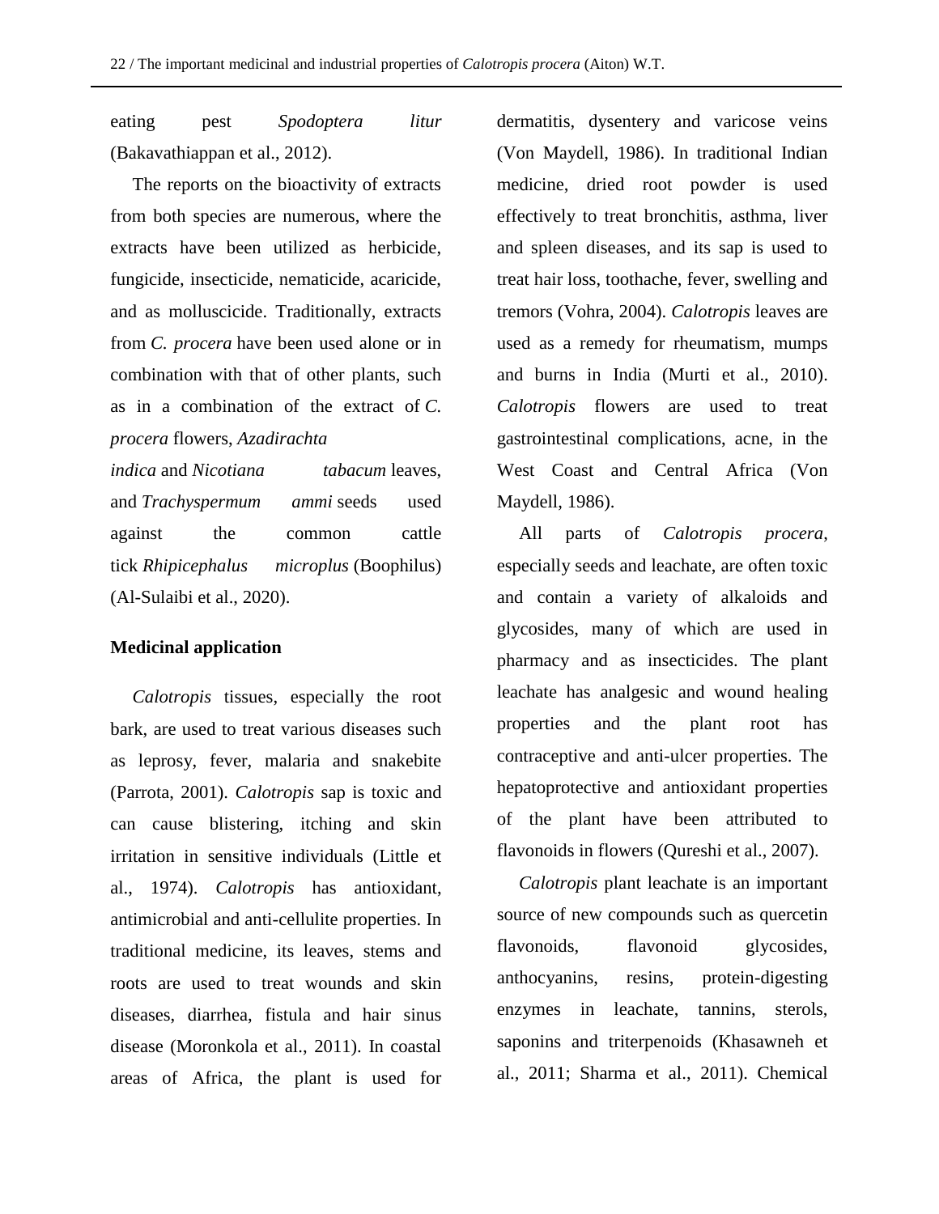eating pest *Spodoptera litur* (Bakavathiappan et al., 2012).

The reports on the bioactivity of extracts from both species are numerous, where the extracts have been utilized as herbicide, fungicide, insecticide, nematicide, acaricide, and as molluscicide. Traditionally, extracts from *C. procera* have been used alone or in combination with that of other plants, such as in a combination of the extract of *C. procera* flowers, *Azadirachta indica* and *Nicotiana tabacum* leaves, and *Trachyspermum ammi* seeds used against the common cattle tick *Rhipicephalus microplus* (Boophilus) (Al-Sulaibi et al., 2020).

## Medicinal application

*Calotropis* tissues, especially the root bark, are used to treat various diseases such as leprosy, fever, malaria and snakebite (Parrota, 2001). *Calotropis* sap is toxic and can cause blistering, itching and skin irritation in sensitive individuals (Little et al., 1974). *Calotropis* has antioxidant, antimicrobial and anti-cellulite properties. In traditional medicine, its leaves, stems and roots are used to treat wounds and skin diseases, diarrhea, fistula and hair sinus disease (Moronkola et al., 2011). In coastal areas of Africa, the plant is used for dermatitis, dysentery and varicose veins (Von Maydell, 1986). In traditional Indian medicine, dried root powder is used effectively to treat bronchitis, asthma, liver and spleen diseases, and its sap is used to treat hair loss, toothache, fever, swelling and tremors (Vohra, 2004). *Calotropis* leaves are used as a remedy for rheumatism, mumps and burns in India (Murti et al., 2010). *Calotropis* flowers are used to treat gastrointestinal complications, acne, in the West Coast and Central Africa (Von Maydell, 1986).

All parts of *Calotropis procera*, especially seeds and leachate, are often toxic and contain a variety of alkaloids and glycosides, many of which are used in pharmacy and as insecticides. The plant leachate has analgesic and wound healing properties and the plant root has contraceptive and anti-ulcer properties. The hepatoprotective and antioxidant properties of the plant have been attributed to flavonoids in flowers (Qureshi et al., 2007).

*Calotropis* plant leachate is an important source of new compounds such as quercetin flavonoids, flavonoid glycosides, anthocyanins, resins, protein-digesting enzymes in leachate, tannins, sterols, saponins and triterpenoids (Khasawneh et al., 2011; Sharma et al., 2011). Chemical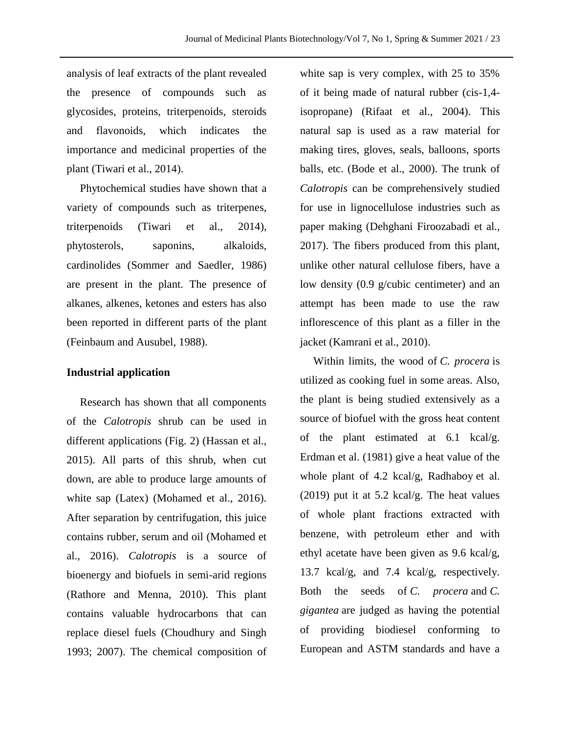analysis of leaf extracts of the plant revealed the presence of compounds such as glycosides, proteins, triterpenoids, steroids and flavonoids, which indicates the importance and medicinal properties of the plant (Tiwari et al., 2014).

Phytochemical studies have shown that a variety of compounds such as triterpenes, triterpenoids (Tiwari et al., 2014), phytosterols, saponins, alkaloids, cardinolides (Sommer and Saedler, 1986) are present in the plant. The presence of alkanes, alkenes, ketones and esters has also been reported in different parts of the plant (Feinbaum and Ausubel, 1988).

**Industrial application**

Research has shown that all components of the *Calotropis* shrub can be used in different applications (Fig. 2) (Hassan et al., 2015). All parts of this shrub, when cut down, are able to produce large amounts of white sap (Latex) (Mohamed et al., 2016). After separation by centrifugation, this juice contains rubber, serum and oil (Mohamed et al., 2016). *Calotropis* is a source of bioenergy and biofuels in semi-arid regions (Rathore and Menna, 2010). This plant contains valuable hydrocarbons that can replace diesel fuels (Choudhury and Singh 1993; 2007). The chemical composition of white sap is very complex, with 25 to 35% of it being made of natural rubber (cis-1,4-isopropane) (Rifaat et al., 2004). This natural sap is used as a raw material for making tires, gloves, seals, balloons, sports balls, etc. (Bode et al., 2000). The trunk of *Calotropis* can be comprehensively studied for use in lignocellulose industries such as paper making (Dehghani Firoozabadi et al., 2017). The fibers produced from this plant, unlike other natural cellulose fibers, have a low density (0.9 g/cubic centimeter) and an attempt has been made to use the raw inflorescence of this plant as a filler in the jacket (Kamrani et al., 2010).

Within limits, the wood of *C. procera* is utilized as cooking fuel in some areas. Also, the plant is being studied extensively as a source of biofuel with the gross heat content of the plant estimated at 6.1 kcal/g. Erdman et al. (1981) give a heat value of the whole plant of 4.2 kcal/g, Radhaboy et al. (2019) put it at 5.2 kcal/g. The heat values of whole plant fractions extracted with benzene, with petroleum ether and with ethyl acetate have been given as 9.6 kcal/g, 13.7 kcal/g, and 7.4 kcal/g, respectively. Both the seeds of *C. procera* and *C. gigantea* are judged as having the potential of providing biodiesel conforming to European and ASTM standards and have a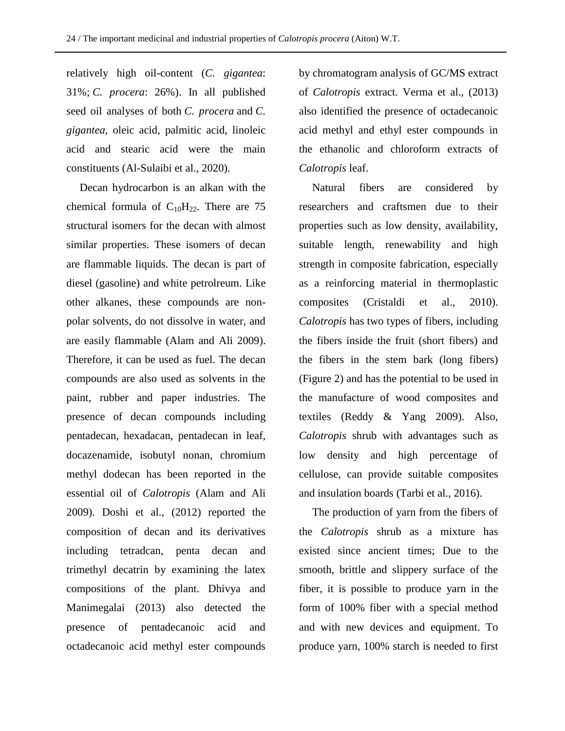relatively high oil-content (*C. gigantea*: 31%; *C. procera*: 26%). In all published seed oil analyses of both *C. procera* and *C. gigantea*, oleic acid, palmitic acid, linoleic acid and stearic acid were the main constituents (Al-Sulaibi et al., 2020).

Decan hydrocarbon is an alkan with the chemical formula of $C_{10}H_{22}$. There are 75 structural isomers for the decan with almost similar properties. These isomers of decan are flammable liquids. The decan is part of diesel (gasoline) and white petrolreum. Like other alkanes, these compounds are non-polar solvents, do not dissolve in water, and are easily flammable (Alam and Ali 2009). Therefore, it can be used as fuel. The decan compounds are also used as solvents in the paint, rubber and paper industries. The presence of decan compounds including pentadecan, hexadacan, pentadecan in leaf, docazenamide, isobutyl nonan, chromium methyl dodecan has been reported in the essential oil of *Calotropis* (Alam and Ali 2009). Doshi et al., (2012) reported the composition of decan and its derivatives including tetradcan, penta decan and trimethyl decatrin by examining the latex compositions of the plant. Dhivya and Manimegalai (2013) also detected the presence of pentadecanoic acid and octadecanoic acid methyl ester compounds by chromatogram analysis of GC/MS extract of *Calotropis* extract. Verma et al., (2013) also identified the presence of octadecanoic acid methyl and ethyl ester compounds in the ethanolic and chloroform extracts of *Calotropis* leaf.

Natural fibers are considered by researchers and craftsmen due to their properties such as low density, availability, suitable length, renewability and high strength in composite fabrication, especially as a reinforcing material in thermoplastic composites (Cristaldi et al., 2010). *Calotropis* has two types of fibers, including the fibers inside the fruit (short fibers) and the fibers in the stem bark (long fibers) (Figure 2) and has the potential to be used in the manufacture of wood composites and textiles (Reddy & Yang 2009). Also, *Calotropis* shrub with advantages such as low density and high percentage of cellulose, can provide suitable composites and insulation boards (Tarbi et al., 2016).

The production of yarn from the fibers of the *Calotropis* shrub as a mixture has existed since ancient times; Due to the smooth, brittle and slippery surface of the fiber, it is possible to produce yarn in the form of 100% fiber with a special method and with new devices and equipment. To produce yarn, 100% starch is needed to first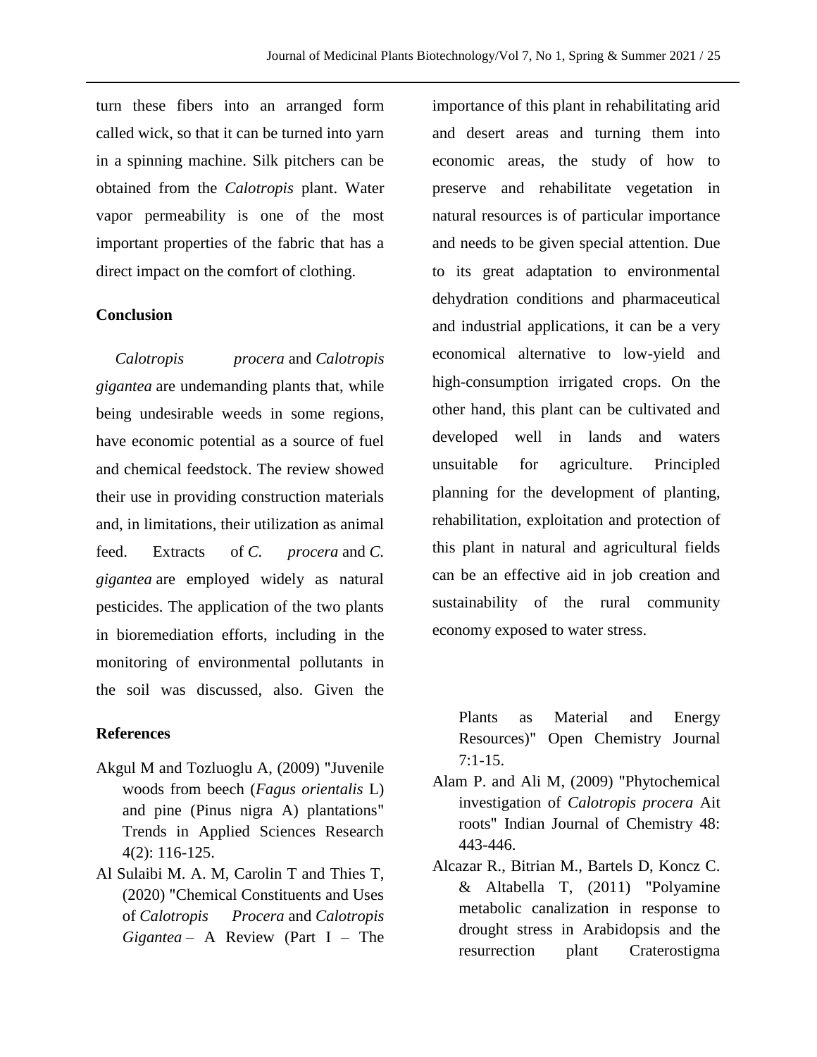turn these fibers into an arranged form called wick, so that it can be turned into yarn in a spinning machine. Silk pitchers can be obtained from the *Calotropis* plant. Water vapor permeability is one of the most important properties of the fabric that has a direct impact on the comfort of clothing.

## Conclusion

*Calotropis procera* and *Calotropis gigantea* are undemanding plants that, while being undesirable weeds in some regions, have economic potential as a source of fuel and chemical feedstock. The review showed their use in providing construction materials and, in limitations, their utilization as animal feed. Extracts of *C. procera* and *C. gigantea* are employed widely as natural pesticides. The application of the two plants in bioremediation efforts, including in the monitoring of environmental pollutants in the soil was discussed, also. Given the importance of this plant in rehabilitating arid and desert areas and turning them into economic areas, the study of how to preserve and rehabilitate vegetation in natural resources is of particular importance and needs to be given special attention. Due to its great adaptation to environmental dehydration conditions and pharmaceutical and industrial applications, it can be a very economical alternative to low-yield and high-consumption irrigated crops. On the other hand, this plant can be cultivated and developed well in lands and waters unsuitable for agriculture. Principled planning for the development of planting, rehabilitation, exploitation and protection of this plant in natural and agricultural fields can be an effective aid in job creation and sustainability of the rural community economy exposed to water stress.

## References

Akgul M and Tozluoglu A, (2009) "Juvenile woods from beech (*Fagus orientalis* L) and pine (Pinus nigra A) plantations" Trends in Applied Sciences Research 4(2): 116-125.

Al Sulaibi M. A. M, Carolin T and Thies T, (2020) "Chemical Constituents and Uses of *Calotropis Procera* and *Calotropis Gigantea* – A Review (Part I – The Plants as Material and Energy Resources)" Open Chemistry Journal 7:1-15.

Alam P. and Ali M, (2009) "Phytochemical investigation of *Calotropis procera* Ait roots" Indian Journal of Chemistry 48: 443-446.

Alcazar R., Bitrian M., Bartels D, Koncz C. & Altabella T, (2011) "Polyamine metabolic canalization in response to drought stress in Arabidopsis and the resurrection plant Craterostigma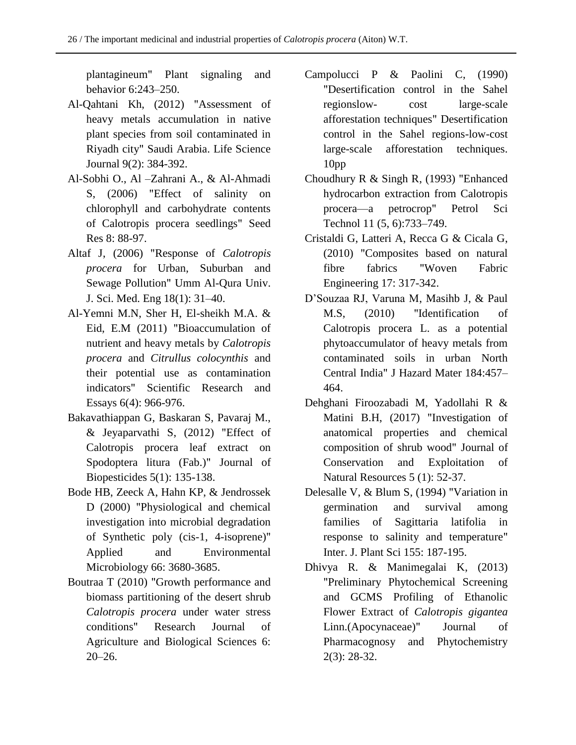plantagineum" Plant signaling and behavior 6:243–250.

Al-Qahtani Kh, (2012) "Assessment of heavy metals accumulation in native plant species from soil contaminated in Riyadh city" Saudi Arabia. Life Science Journal 9(2): 384-392.

Al-Sobhi O., Al –Zahrani A., & Al-Ahmadi S, (2006) "Effect of salinity on chlorophyll and carbohydrate contents of Calotropis procera seedlings" Seed Res 8: 88-97.

Altaf J, (2006) "Response of *Calotropis procera* for Urban, Suburban and Sewage Pollution" Umm Al-Qura Univ. J. Sci. Med. Eng 18(1): 31–40.

Al-Yemni M.N, Sher H, El-sheikh M.A. & Eid, E.M (2011) "Bioaccumulation of nutrient and heavy metals by *Calotropis procera* and *Citrullus colocynthis* and their potential use as contamination indicators" Scientific Research and Essays 6(4): 966-976.

Bakavathiappan G, Baskaran S, Pavaraj M., & Jeyaparvathi S, (2012) "Effect of Calotropis procera leaf extract on Spodoptera litura (Fab.)" Journal of Biopesticides 5(1): 135-138.

Bode HB, Zeeck A, Hahn KP, & Jendrossek D (2000) "Physiological and chemical investigation into microbial degradation of Synthetic poly (cis-1, 4-isoprene)" Applied and Environmental Microbiology 66: 3680-3685.

Boutraa T (2010) "Growth performance and biomass partitioning of the desert shrub *Calotropis procera* under water stress conditions" Research Journal of Agriculture and Biological Sciences 6: 20–26.

Campolucci P & Paolini C, (1990) "Desertification control in the Sahel regionslow- cost large-scale afforestation techniques" Desertification control in the Sahel regions-low-cost large-scale afforestation techniques. 10pp

Choudhury R & Singh R, (1993) "Enhanced hydrocarbon extraction from Calotropis procera—a petrocrop" Petrol Sci Technol 11 (5, 6):733–749.

Cristaldi G, Latteri A, Recca G & Cicala G, (2010) "Composites based on natural fibre fabrics "Woven Fabric Engineering 17: 317-342.

D'Souzaa RJ, Varuna M, Masihb J, & Paul M.S, (2010) "Identification of Calotropis procera L. as a potential phytoaccumulator of heavy metals from contaminated soils in urban North Central India" J Hazard Mater 184:457–464.

Dehghani Firoozabadi M, Yadollahi R & Matini B.H, (2017) "Investigation of anatomical properties and chemical composition of shrub wood" Journal of Conservation and Exploitation of Natural Resources 5 (1): 52-37.

Delesalle V, & Blum S, (1994) "Variation in germination and survival among families of Sagittaria latifolia in response to salinity and temperature" Inter. J. Plant Sci 155: 187-195.

Dhivya R. & Manimegalai K, (2013) "Preliminary Phytochemical Screening and GCMS Profiling of Ethanolic Flower Extract of *Calotropis gigantea* Linn.(Apocynaceae)" Journal of Pharmacognosy and Phytochemistry 2(3): 28-32.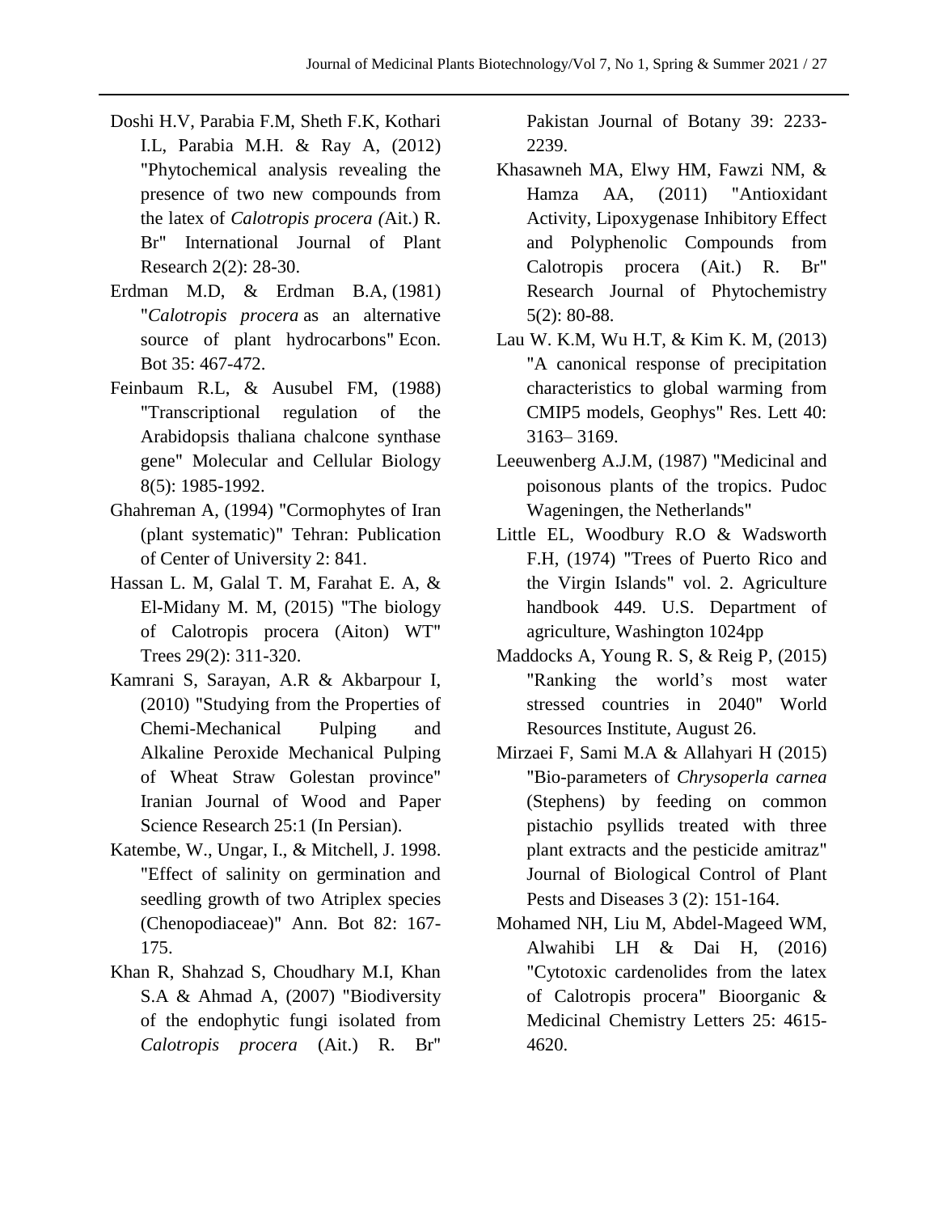Doshi H.V, Parabia F.M, Sheth F.K, Kothari I.L, Parabia M.H. & Ray A, (2012) "Phytochemical analysis revealing the presence of two new compounds from the latex of *Calotropis procera (*Ait.) R. Br" International Journal of Plant Research 2(2): 28-30.

Erdman M.D, & Erdman B.A, (1981) "*Calotropis procera* as an alternative source of plant hydrocarbons" Econ. Bot 35: 467-472.

Feinbaum R.L, & Ausubel FM, (1988) "Transcriptional regulation of the Arabidopsis thaliana chalcone synthase gene" Molecular and Cellular Biology 8(5): 1985-1992.

Ghahreman A, (1994) "Cormophytes of Iran (plant systematic)" Tehran: Publication of Center of University 2: 841.

Hassan L. M, Galal T. M, Farahat E. A, & El-Midany M. M, (2015) "The biology of Calotropis procera (Aiton) WT" Trees 29(2): 311-320.

Kamrani S, Sarayan, A.R & Akbarpour I, (2010) "Studying from the Properties of Chemi-Mechanical Pulping and Alkaline Peroxide Mechanical Pulping of Wheat Straw Golestan province" Iranian Journal of Wood and Paper Science Research 25:1 (In Persian).

Katembe, W., Ungar, I., & Mitchell, J. 1998. "Effect of salinity on germination and seedling growth of two Atriplex species (Chenopodiaceae)" Ann. Bot 82: 167-175.

Khan R, Shahzad S, Choudhary M.I, Khan S.A & Ahmad A, (2007) "Biodiversity of the endophytic fungi isolated from *Calotropis procera* (Ait.) R. Br" Pakistan Journal of Botany 39: 2233-2239.

Khasawneh MA, Elwy HM, Fawzi NM, & Hamza AA, (2011) "Antioxidant Activity, Lipoxygenase Inhibitory Effect and Polyphenolic Compounds from Calotropis procera (Ait.) R. Br" Research Journal of Phytochemistry 5(2): 80-88.

Lau W. K.M, Wu H.T, & Kim K. M, (2013) "A canonical response of precipitation characteristics to global warming from CMIP5 models, Geophys" Res. Lett 40: 3163– 3169.

Leeuwenberg A.J.M, (1987) "Medicinal and poisonous plants of the tropics. Pudoc Wageningen, the Netherlands"

Little EL, Woodbury R.O & Wadsworth F.H, (1974) "Trees of Puerto Rico and the Virgin Islands" vol. 2. Agriculture handbook 449. U.S. Department of agriculture, Washington 1024pp

Maddocks A, Young R. S, & Reig P, (2015) "Ranking the world's most water stressed countries in 2040" World Resources Institute, August 26.

Mirzaei F, Sami M.A & Allahyari H (2015) "Bio-parameters of *Chrysoperla carnea* (Stephens) by feeding on common pistachio psyllids treated with three plant extracts and the pesticide amitraz" Journal of Biological Control of Plant Pests and Diseases 3 (2): 151-164.

Mohamed NH, Liu M, Abdel-Mageed WM, Alwahibi LH & Dai H, (2016) "Cytotoxic cardenolides from the latex of Calotropis procera" Bioorganic & Medicinal Chemistry Letters 25: 4615-4620.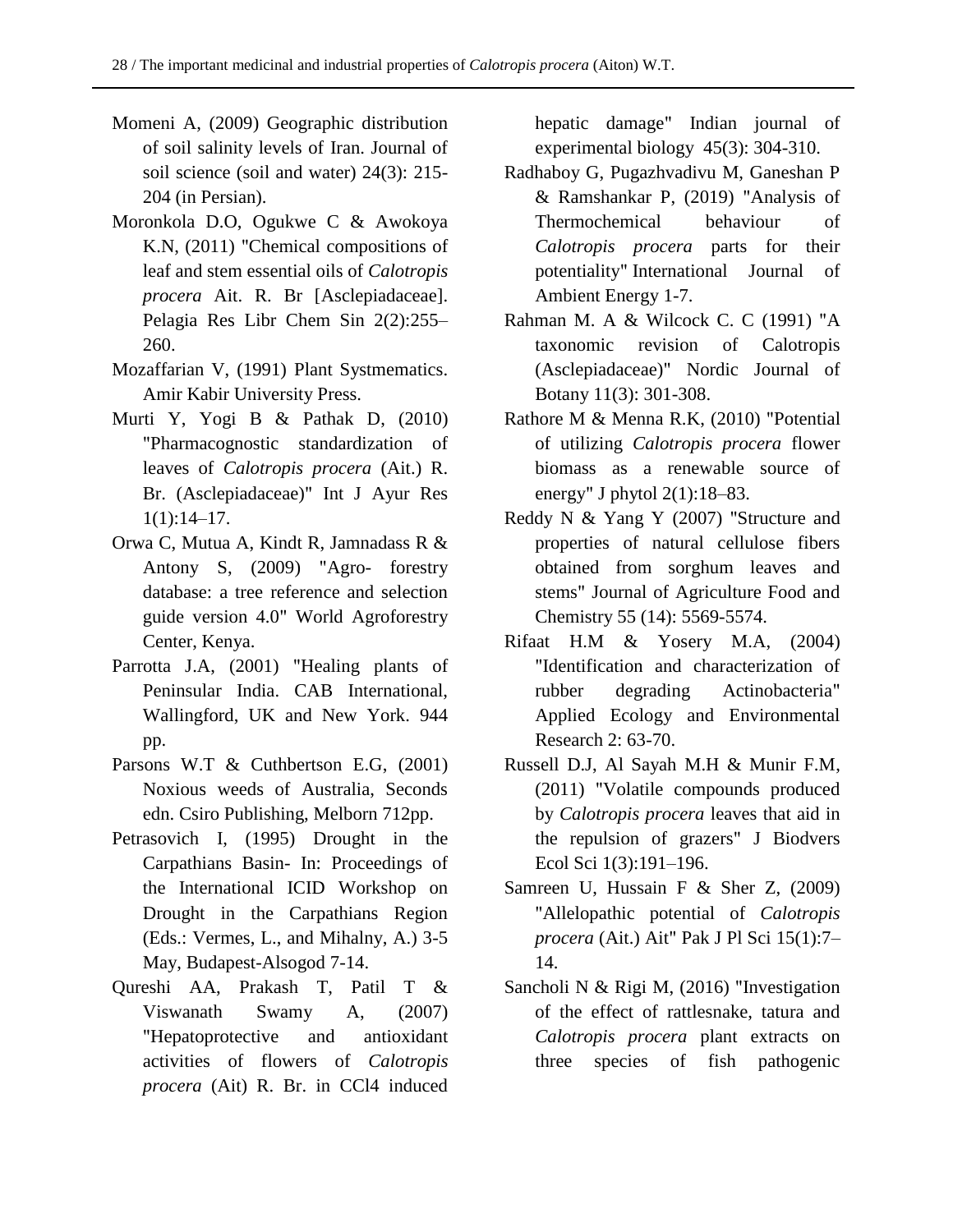Momeni A, (2009) Geographic distribution of soil salinity levels of Iran. Journal of soil science (soil and water) 24(3): 215-204 (in Persian).

Moronkola D.O, Ogukwe C & Awokoya K.N, (2011) "Chemical compositions of leaf and stem essential oils of *Calotropis procera* Ait. R. Br [Asclepiadaceae]. Pelagia Res Libr Chem Sin 2(2):255–260.

Mozaffarian V, (1991) Plant Systmematics. Amir Kabir University Press.

Murti Y, Yogi B & Pathak D, (2010) "Pharmacognostic standardization of leaves of *Calotropis procera* (Ait.) R. Br. (Asclepiadaceae)" Int J Ayur Res 1(1):14–17.

Orwa C, Mutua A, Kindt R, Jamnadass R & Antony S, (2009) "Agro- forestry database: a tree reference and selection guide version 4.0" World Agroforestry Center, Kenya.

Parrotta J.A, (2001) "Healing plants of Peninsular India. CAB International, Wallingford, UK and New York. 944 pp.

Parsons W.T & Cuthbertson E.G, (2001) Noxious weeds of Australia, Seconds edn. Csiro Publishing, Melborn 712pp.

Petrasovich I, (1995) Drought in the Carpathians Basin- In: Proceedings of the International ICID Workshop on Drought in the Carpathians Region (Eds.: Vermes, L., and Mihalny, A.) 3-5 May, Budapest-Alsogod 7-14.

Qureshi AA, Prakash T, Patil T & Viswanath Swamy A, (2007) "Hepatoprotective and antioxidant activities of flowers of *Calotropis procera* (Ait) R. Br. in CCl4 induced hepatic damage" Indian journal of experimental biology 45(3): 304-310.

Radhaboy G, Pugazhvadivu M, Ganeshan P & Ramshankar P, (2019) "Analysis of Thermochemical behaviour of *Calotropis procera* parts for their potentiality" International Journal of Ambient Energy 1-7.

Rahman M. A & Wilcock C. C (1991) "A taxonomic revision of Calotropis (Asclepiadaceae)" Nordic Journal of Botany 11(3): 301-308.

Rathore M & Menna R.K, (2010) "Potential of utilizing *Calotropis procera* flower biomass as a renewable source of energy" J phytol 2(1):18–83.

Reddy N & Yang Y (2007) "Structure and properties of natural cellulose fibers obtained from sorghum leaves and stems" Journal of Agriculture Food and Chemistry 55 (14): 5569-5574.

Rifaat H.M & Yosery M.A, (2004) "Identification and characterization of rubber degrading Actinobacteria" Applied Ecology and Environmental Research 2: 63-70.

Russell D.J, Al Sayah M.H & Munir F.M, (2011) "Volatile compounds produced by *Calotropis procera* leaves that aid in the repulsion of grazers" J Biodvers Ecol Sci 1(3):191–196.

Samreen U, Hussain F & Sher Z, (2009) "Allelopathic potential of *Calotropis procera* (Ait.) Ait" Pak J Pl Sci 15(1):7–14.

Sancholi N & Rigi M, (2016) "Investigation of the effect of rattlesnake, tatura and *Calotropis procera* plant extracts on three species of fish pathogenic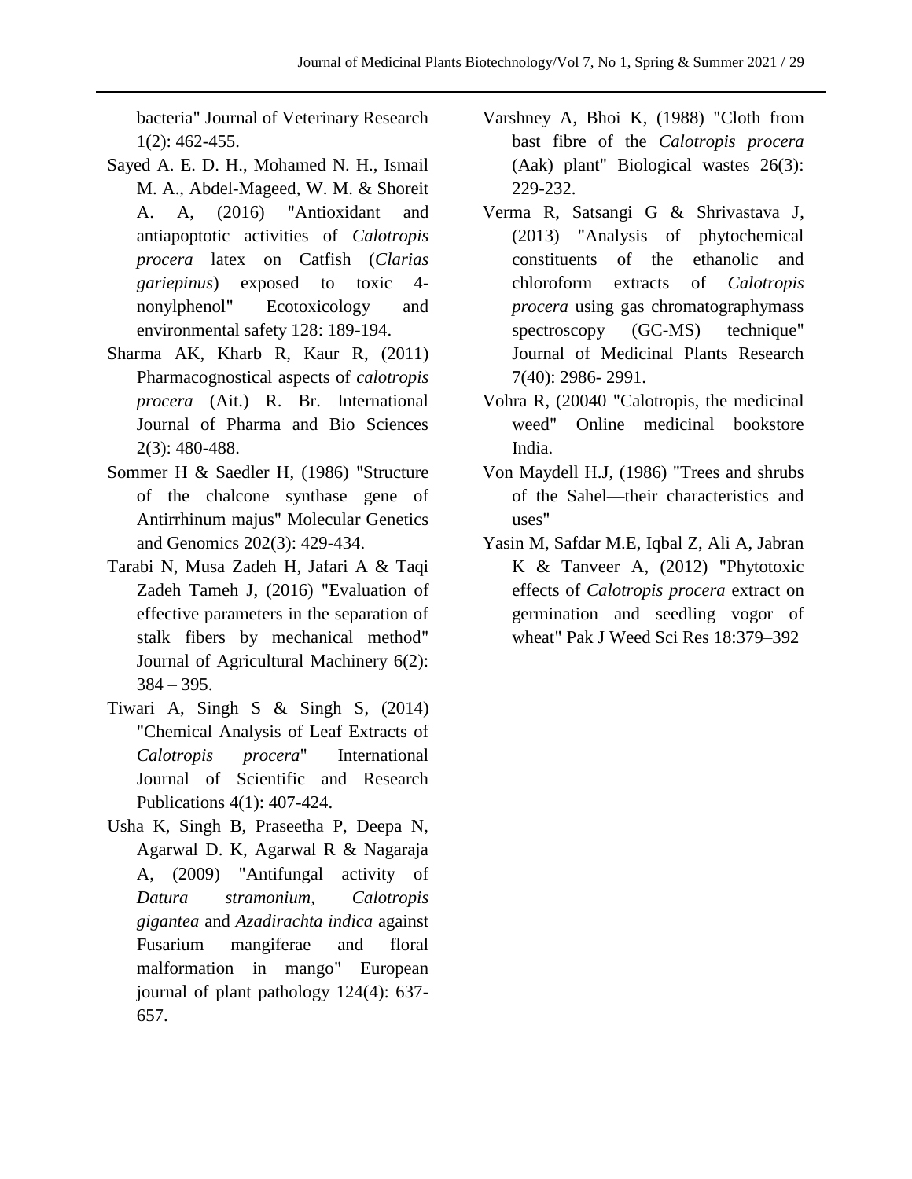bacteria" Journal of Veterinary Research 1(2): 462-455.

Sayed A. E. D. H., Mohamed N. H., Ismail M. A., Abdel-Mageed, W. M. & Shoreit A. A, (2016) "Antioxidant and antiapoptotic activities of *Calotropis procera* latex on Catfish (*Clarias gariepinus*) exposed to toxic 4-nonylphenol" Ecotoxicology and environmental safety 128: 189-194.

Sharma AK, Kharb R, Kaur R, (2011) Pharmacognostical aspects of *calotropis procera* (Ait.) R. Br. International Journal of Pharma and Bio Sciences 2(3): 480-488.

Sommer H & Saedler H, (1986) "Structure of the chalcone synthase gene of Antirrhinum majus" Molecular Genetics and Genomics 202(3): 429-434.

Tarabi N, Musa Zadeh H, Jafari A & Taqi Zadeh Tameh J, (2016) "Evaluation of effective parameters in the separation of stalk fibers by mechanical method" Journal of Agricultural Machinery 6(2): 384 – 395.

Tiwari A, Singh S & Singh S, (2014) "Chemical Analysis of Leaf Extracts of *Calotropis procera*" International Journal of Scientific and Research Publications 4(1): 407-424.

Usha K, Singh B, Praseetha P, Deepa N, Agarwal D. K, Agarwal R & Nagaraja A, (2009) "Antifungal activity of *Datura stramonium, Calotropis gigantea* and *Azadirachta indica* against Fusarium mangiferae and floral malformation in mango" European journal of plant pathology 124(4): 637-657.

Varshney A, Bhoi K, (1988) "Cloth from bast fibre of the *Calotropis procera* (Aak) plant" Biological wastes 26(3): 229-232.

Verma R, Satsangi G & Shrivastava J, (2013) "Analysis of phytochemical constituents of the ethanolic and chloroform extracts of *Calotropis procera* using gas chromatographymass spectroscopy (GC-MS) technique" Journal of Medicinal Plants Research 7(40): 2986- 2991.

Vohra R, (20040 "Calotropis, the medicinal weed" Online medicinal bookstore India.

Von Maydell H.J, (1986) "Trees and shrubs of the Sahel—their characteristics and uses"

Yasin M, Safdar M.E, Iqbal Z, Ali A, Jabran K & Tanveer A, (2012) "Phytotoxic effects of *Calotropis procera* extract on germination and seedling vogor of wheat" Pak J Weed Sci Res 18:379–392